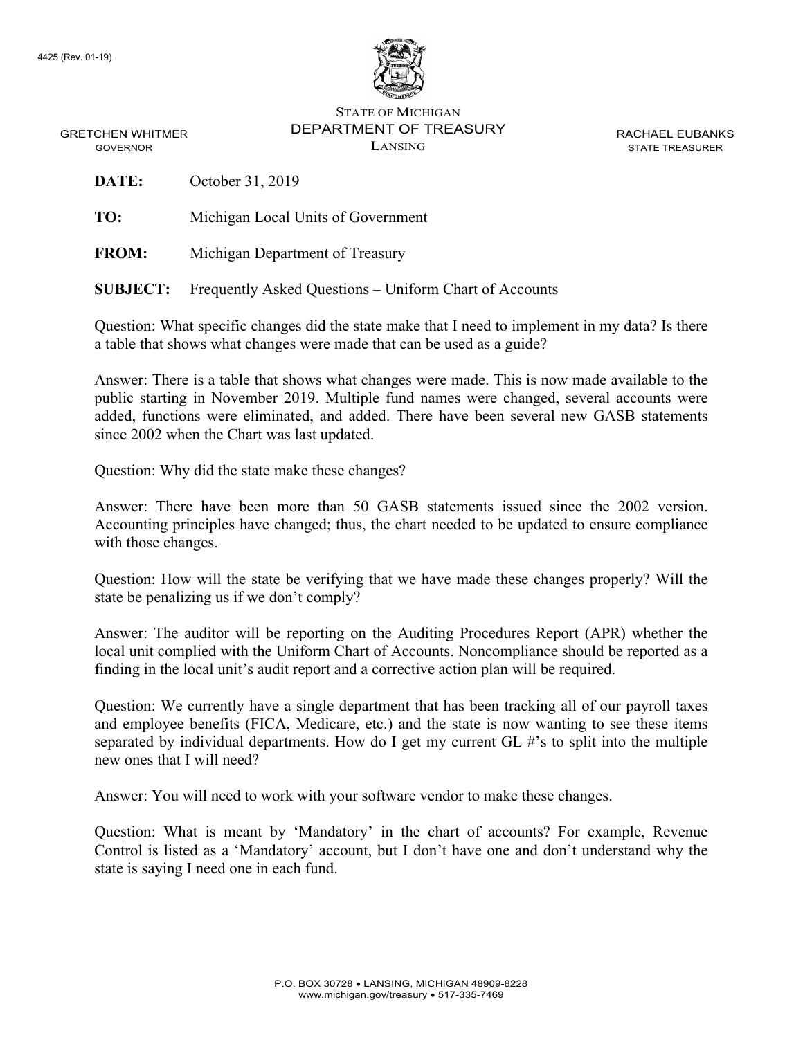4425 (Rev. 01-19)

STATE OF MICHIGAN
DEPARTMENT OF TREASURY
LANSING

GRETCHEN WHITMER
GOVERNOR

RACHAEL EUBANKS
STATE TREASURER

**DATE:** October 31, 2019

**TO:** Michigan Local Units of Government

**FROM:** Michigan Department of Treasury

**SUBJECT:** Frequently Asked Questions – Uniform Chart of Accounts

Question: What specific changes did the state make that I need to implement in my data? Is there a table that shows what changes were made that can be used as a guide?

Answer: There is a table that shows what changes were made. This is now made available to the public starting in November 2019. Multiple fund names were changed, several accounts were added, functions were eliminated, and added. There have been several new GASB statements since 2002 when the Chart was last updated.

Question: Why did the state make these changes?

Answer: There have been more than 50 GASB statements issued since the 2002 version. Accounting principles have changed; thus, the chart needed to be updated to ensure compliance with those changes.

Question: How will the state be verifying that we have made these changes properly? Will the state be penalizing us if we don't comply?

Answer: The auditor will be reporting on the Auditing Procedures Report (APR) whether the local unit complied with the Uniform Chart of Accounts. Noncompliance should be reported as a finding in the local unit's audit report and a corrective action plan will be required.

Question: We currently have a single department that has been tracking all of our payroll taxes and employee benefits (FICA, Medicare, etc.) and the state is now wanting to see these items separated by individual departments. How do I get my current GL #'s to split into the multiple new ones that I will need?

Answer: You will need to work with your software vendor to make these changes.

Question: What is meant by 'Mandatory' in the chart of accounts? For example, Revenue Control is listed as a 'Mandatory' account, but I don't have one and don't understand why the state is saying I need one in each fund.

P.O. BOX 30728 • LANSING, MICHIGAN 48909-8228
www.michigan.gov/treasury • 517-335-7469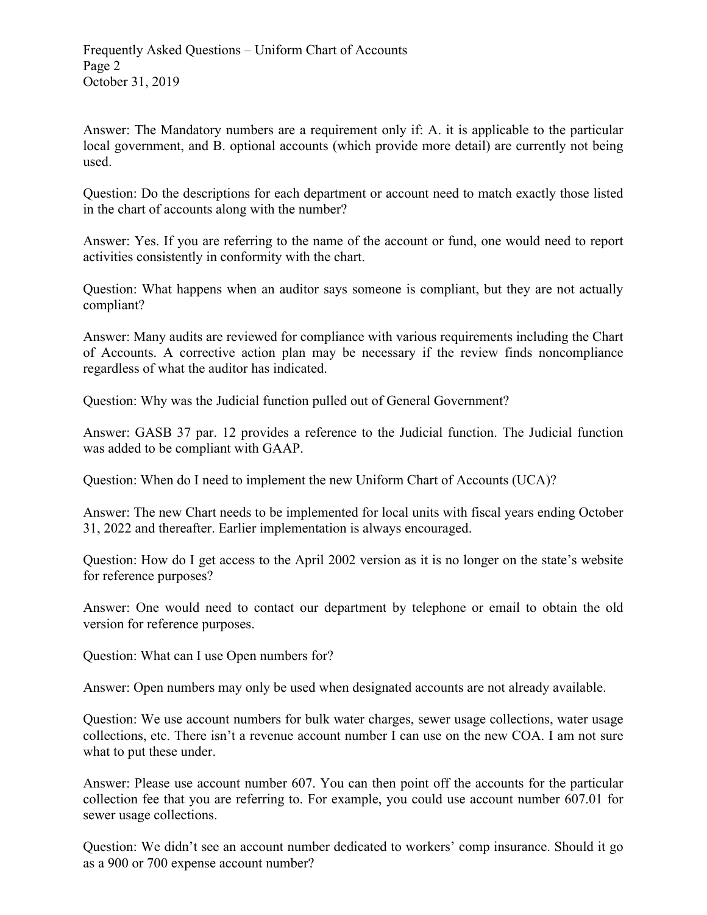Answer: The Mandatory numbers are a requirement only if: A. it is applicable to the particular local government, and B. optional accounts (which provide more detail) are currently not being used.

Question: Do the descriptions for each department or account need to match exactly those listed in the chart of accounts along with the number?

Answer: Yes. If you are referring to the name of the account or fund, one would need to report activities consistently in conformity with the chart.

Question: What happens when an auditor says someone is compliant, but they are not actually compliant?

Answer: Many audits are reviewed for compliance with various requirements including the Chart of Accounts. A corrective action plan may be necessary if the review finds noncompliance regardless of what the auditor has indicated.

Question: Why was the Judicial function pulled out of General Government?

Answer: GASB 37 par. 12 provides a reference to the Judicial function. The Judicial function was added to be compliant with GAAP.

Question: When do I need to implement the new Uniform Chart of Accounts (UCA)?

Answer: The new Chart needs to be implemented for local units with fiscal years ending October 31, 2022 and thereafter. Earlier implementation is always encouraged.

Question: How do I get access to the April 2002 version as it is no longer on the state's website for reference purposes?

Answer: One would need to contact our department by telephone or email to obtain the old version for reference purposes.

Question: What can I use Open numbers for?

Answer: Open numbers may only be used when designated accounts are not already available.

Question: We use account numbers for bulk water charges, sewer usage collections, water usage collections, etc. There isn't a revenue account number I can use on the new COA. I am not sure what to put these under.

Answer: Please use account number 607. You can then point off the accounts for the particular collection fee that you are referring to. For example, you could use account number 607.01 for sewer usage collections.

Question: We didn't see an account number dedicated to workers' comp insurance. Should it go as a 900 or 700 expense account number?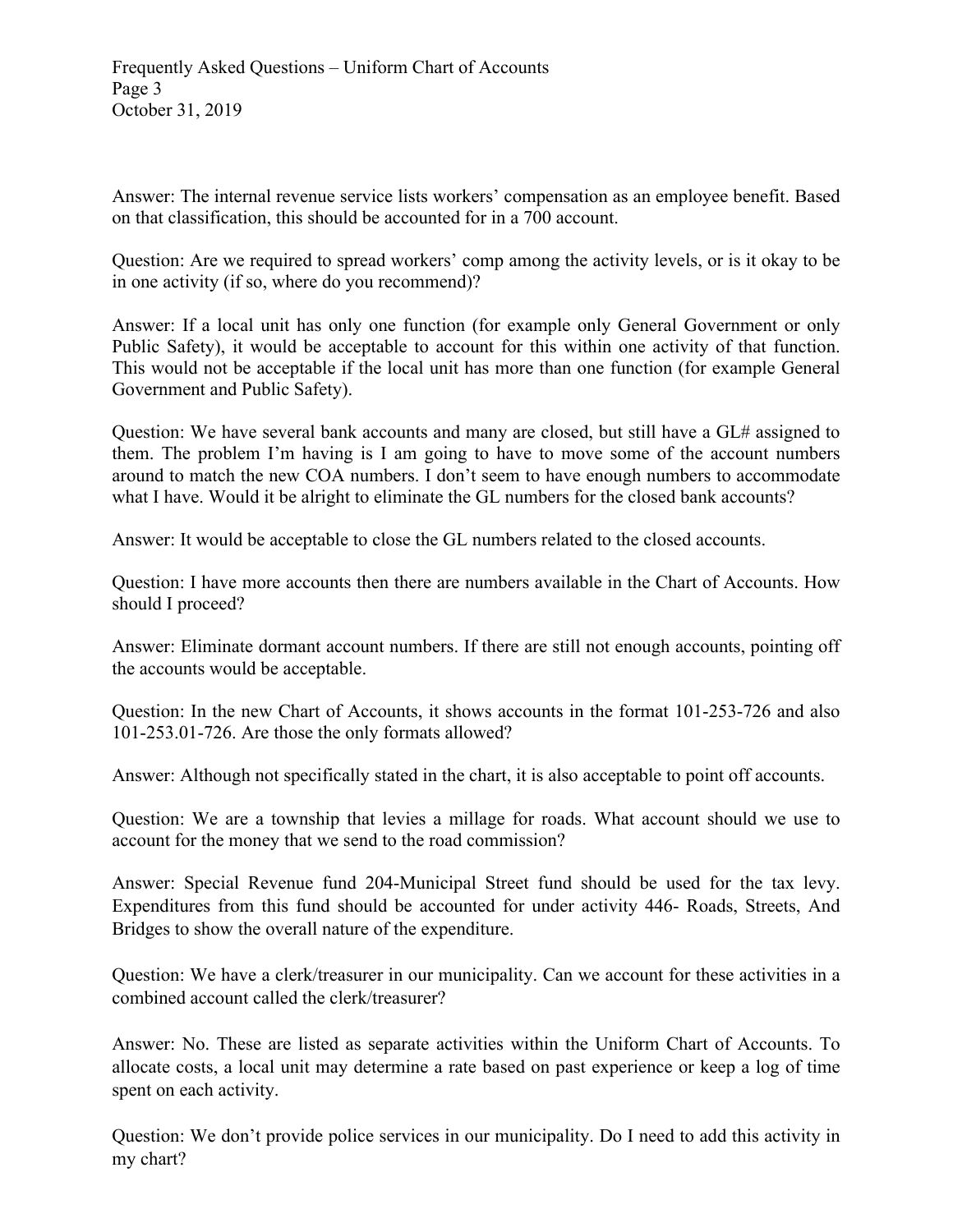Answer: The internal revenue service lists workers' compensation as an employee benefit. Based on that classification, this should be accounted for in a 700 account.

Question: Are we required to spread workers' comp among the activity levels, or is it okay to be in one activity (if so, where do you recommend)?

Answer: If a local unit has only one function (for example only General Government or only Public Safety), it would be acceptable to account for this within one activity of that function. This would not be acceptable if the local unit has more than one function (for example General Government and Public Safety).

Question: We have several bank accounts and many are closed, but still have a GL# assigned to them. The problem I'm having is I am going to have to move some of the account numbers around to match the new COA numbers. I don't seem to have enough numbers to accommodate what I have. Would it be alright to eliminate the GL numbers for the closed bank accounts?

Answer: It would be acceptable to close the GL numbers related to the closed accounts.

Question: I have more accounts then there are numbers available in the Chart of Accounts. How should I proceed?

Answer: Eliminate dormant account numbers. If there are still not enough accounts, pointing off the accounts would be acceptable.

Question: In the new Chart of Accounts, it shows accounts in the format 101-253-726 and also 101-253.01-726. Are those the only formats allowed?

Answer: Although not specifically stated in the chart, it is also acceptable to point off accounts.

Question: We are a township that levies a millage for roads. What account should we use to account for the money that we send to the road commission?

Answer: Special Revenue fund 204-Municipal Street fund should be used for the tax levy. Expenditures from this fund should be accounted for under activity 446- Roads, Streets, And Bridges to show the overall nature of the expenditure.

Question: We have a clerk/treasurer in our municipality. Can we account for these activities in a combined account called the clerk/treasurer?

Answer: No. These are listed as separate activities within the Uniform Chart of Accounts. To allocate costs, a local unit may determine a rate based on past experience or keep a log of time spent on each activity.

Question: We don't provide police services in our municipality. Do I need to add this activity in my chart?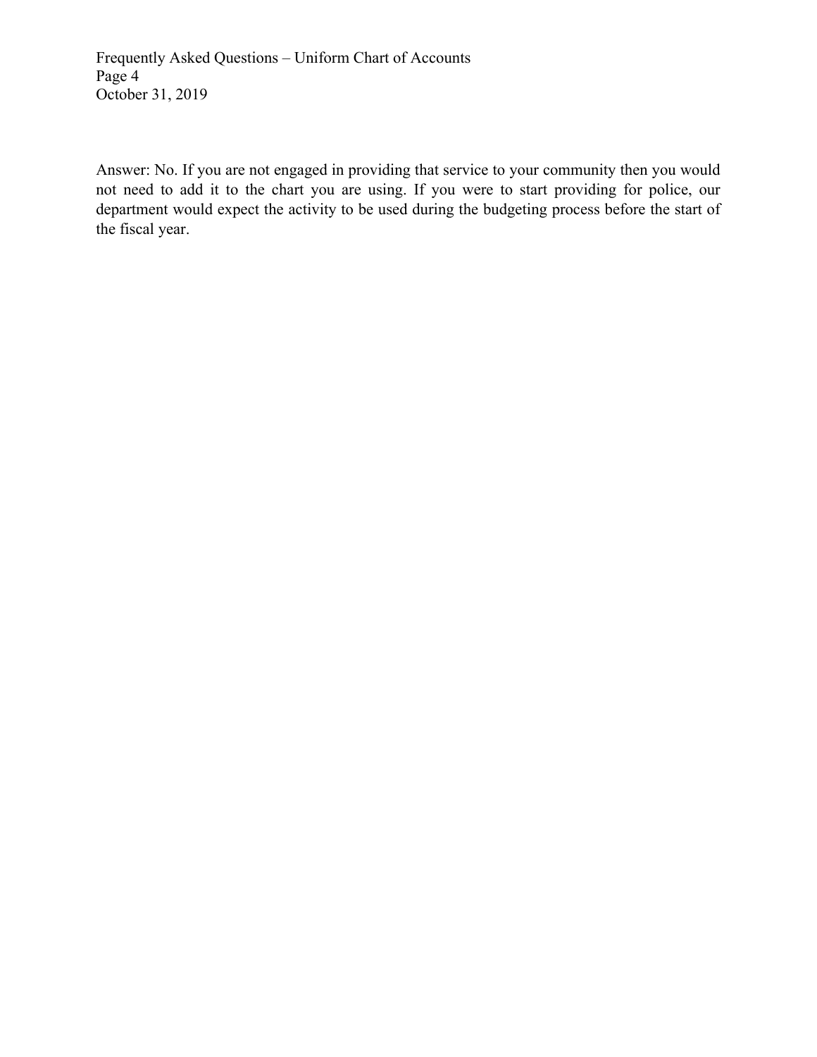Answer: No. If you are not engaged in providing that service to your community then you would not need to add it to the chart you are using. If you were to start providing for police, our department would expect the activity to be used during the budgeting process before the start of the fiscal year.